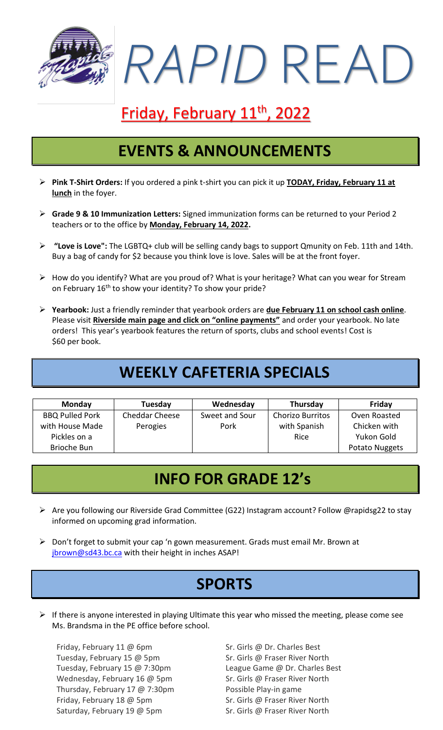# *RAPID* READ

## Friday, February 11th, 2022

## EVENTS & ANNOUNCEMENTS

- **Pink T-Shirt Orders:** If you ordered a pink t-shirt you can pick it up **TODAY, Friday, February 11 at lunch** in the foyer.
- **Grade 9 & 10 Immunization Letters:** Signed immunization forms can be returned to your Period 2 teachers or to the office by **Monday, February 14, 2022.**
- **"Love is Love":** The LGBTQ+ club will be selling candy bags to support Qmunity on Feb. 11th and 14th. Buy a bag of candy for $2 because you think love is love. Sales will be at the front foyer.
- How do you identify? What are you proud of? What is your heritage? What can you wear for Stream on February 16th to show your identity? To show your pride?
- **Yearbook:** Just a friendly reminder that yearbook orders are **due February 11 on school cash online**. Please visit **Riverside main page and click on "online payments"** and order your yearbook. No late orders! This year's yearbook features the return of sports, clubs and school events! Cost is $60 per book.

## WEEKLY CAFETERIA SPECIALS

| Monday | Tuesday | Wednesday | Thursday | Friday |
|---|---|---|---|---|
| BBQ Pulled Pork with House Made Pickles on a Brioche Bun | Cheddar Cheese Perogies | Sweet and Sour Pork | Chorizo Burritos with Spanish Rice | Oven Roasted Chicken with Yukon Gold Potato Nuggets |

## INFO FOR GRADE 12's

- Are you following our Riverside Grad Committee (G22) Instagram account? Follow @rapidsg22 to stay informed on upcoming grad information.
- Don't forget to submit your cap 'n gown measurement. Grads must email Mr. Brown at jbrown@sd43.bc.ca with their height in inches ASAP!

## SPORTS

- If there is anyone interested in playing Ultimate this year who missed the meeting, please come see Ms. Brandsma in the PE office before school.

| | |
|---|---|
| Friday, February 11 @ 6pm | Sr. Girls @ Dr. Charles Best |
| Tuesday, February 15 @ 5pm | Sr. Girls @ Fraser River North |
| Tuesday, February 15 @ 7:30pm | League Game @ Dr. Charles Best |
| Wednesday, February 16 @ 5pm | Sr. Girls @ Fraser River North |
| Thursday, February 17 @ 7:30pm | Possible Play-in game |
| Friday, February 18 @ 5pm | Sr. Girls @ Fraser River North |
| Saturday, February 19 @ 5pm | Sr. Girls @ Fraser River North |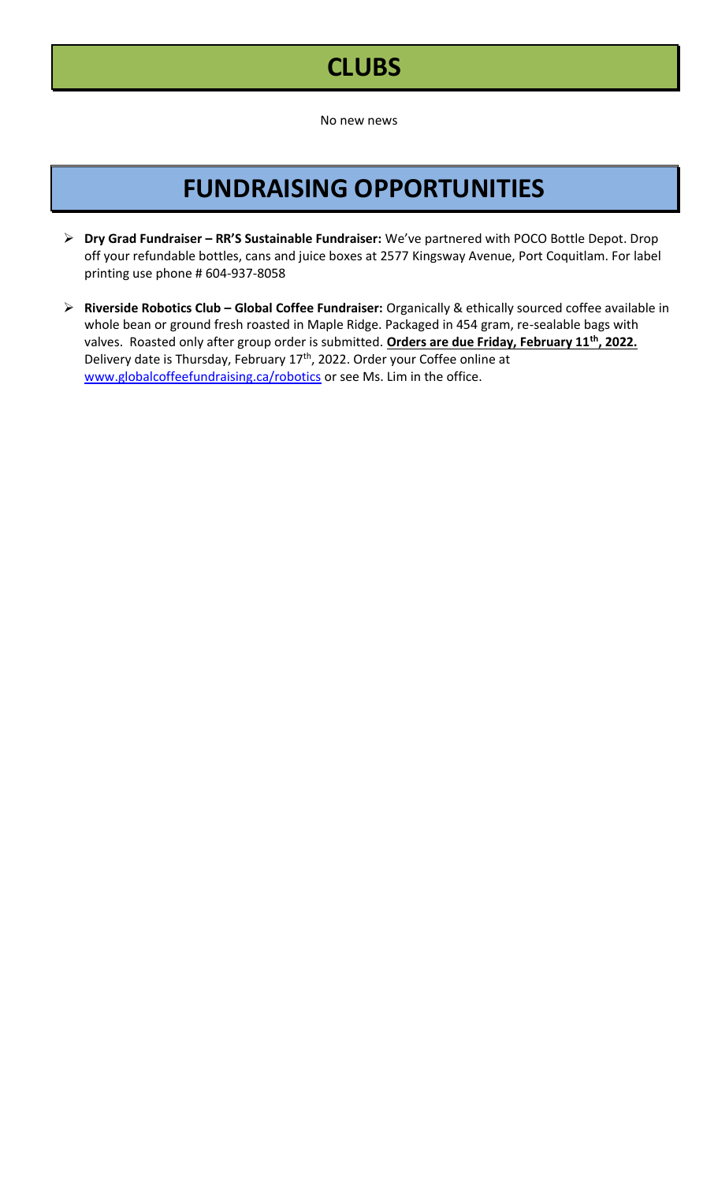# CLUBS

No new news

# FUNDRAISING OPPORTUNITIES

- **Dry Grad Fundraiser – RR'S Sustainable Fundraiser:** We've partnered with POCO Bottle Depot. Drop off your refundable bottles, cans and juice boxes at 2577 Kingsway Avenue, Port Coquitlam. For label printing use phone # 604-937-8058
- **Riverside Robotics Club – Global Coffee Fundraiser:** Organically & ethically sourced coffee available in whole bean or ground fresh roasted in Maple Ridge. Packaged in 454 gram, re-sealable bags with valves. Roasted only after group order is submitted. **Orders are due Friday, February 11th, 2022.** Delivery date is Thursday, February 17th, 2022. Order your Coffee online at [www.globalcoffeefundraising.ca/robotics](http://www.globalcoffeefundraising.ca/robotics) or see Ms. Lim in the office.